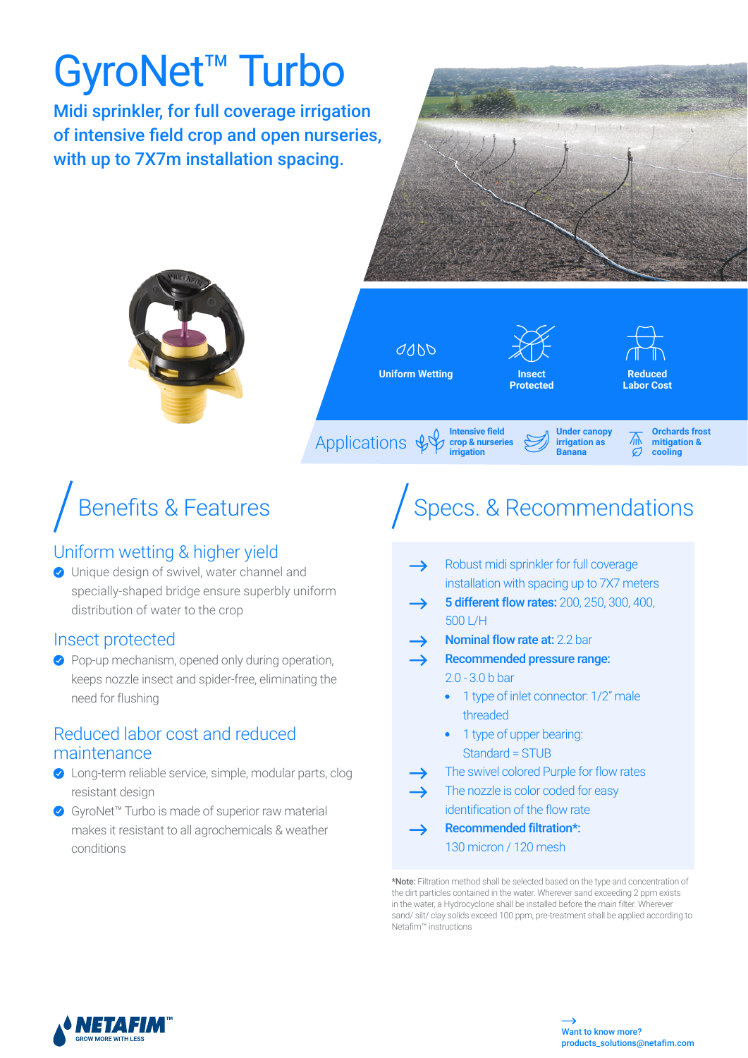# GyroNet™ Turbo

**Midi sprinkler, for full coverage irrigation of intensive field crop and open nurseries, with up to 7X7m installation spacing.**

**Uniform Wetting**

**Insect Protected**

**Reduced Labor Cost**

Applications

- **Intensive field crop & nurseries irrigation**
- **Under canopy irrigation as Banana**
- **Orchards frost mitigation & cooling**

## Benefits & Features

### Uniform wetting & higher yield

- Unique design of swivel, water channel and specially-shaped bridge ensure superbly uniform distribution of water to the crop

### Insect protected

- Pop-up mechanism, opened only during operation, keeps nozzle insect and spider-free, eliminating the need for flushing

### Reduced labor cost and reduced maintenance

- Long-term reliable service, simple, modular parts, clog resistant design
- GyroNet™ Turbo is made of superior raw material makes it resistant to all agrochemicals & weather conditions

## Specs. & Recommendations

- Robust midi sprinkler for full coverage installation with spacing up to 7X7 meters
- **5 different flow rates:** 200, 250, 300, 400, 500 L/H
- **Nominal flow rate at:** 2.2 bar
- **Recommended pressure range:** 2.0 - 3.0 b bar
  - 1 type of inlet connector: 1/2" male threaded
  - 1 type of upper bearing: Standard = STUB
- The swivel colored Purple for flow rates
- The nozzle is color coded for easy identification of the flow rate
- **Recommended filtration\*:** 130 micron / 120 mesh

**\*Note:** Filtration method shall be selected based on the type and concentration of the dirt particles contained in the water. Wherever sand exceeding 2 ppm exists in the water, a Hydrocyclone shall be installed before the main filter. Wherever sand/ silt/ clay solids exceed 100 ppm, pre-treatment shall be applied according to Netafim™ instructions

NETAFIM™ GROW MORE WITH LESS

Want to know more?
products_solutions@netafim.com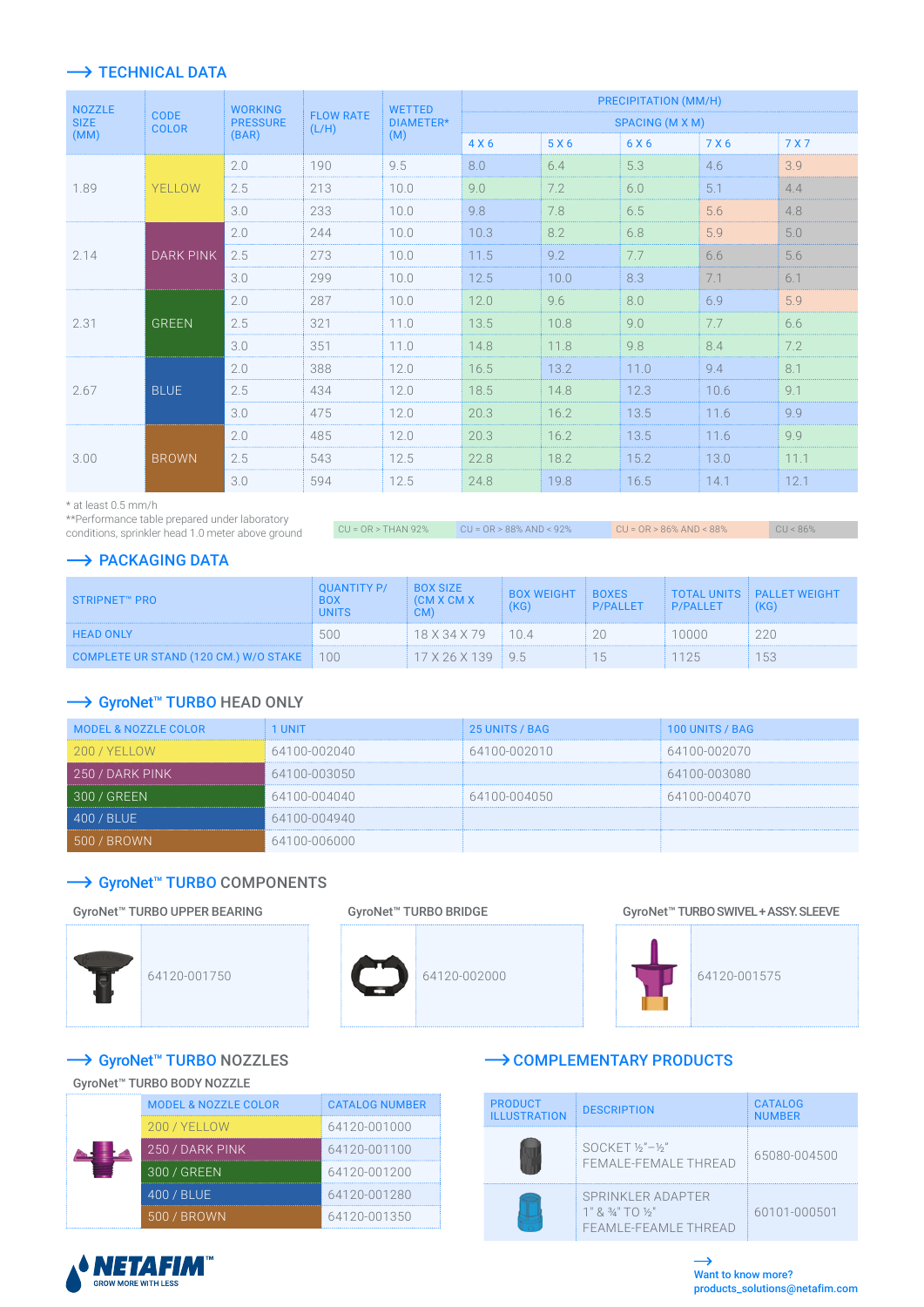## TECHNICAL DATA

| NOZZLE SIZE (MM) | CODE COLOR | WORKING PRESSURE (BAR) | FLOW RATE (L/H) | WETTED DIAMETER* (M) | PRECIPITATION (MM/H) SPACING (M X M) 4 X 6 | 5 X 6 | 6 X 6 | 7 X 6 | 7 X 7 |
|---|---|---|---|---|---|---|---|---|---|
| 1.89 | YELLOW | 2.0 | 190 | 9.5 | 8.0 | 6.4 | 5.3 | 4.6 | 3.9 |
| | | 2.5 | 213 | 10.0 | 9.0 | 7.2 | 6.0 | 5.1 | 4.4 |
| | | 3.0 | 233 | 10.0 | 9.8 | 7.8 | 6.5 | 5.6 | 4.8 |
| 2.14 | DARK PINK | 2.0 | 244 | 10.0 | 10.3 | 8.2 | 6.8 | 5.9 | 5.0 |
| | | 2.5 | 273 | 10.0 | 11.5 | 9.2 | 7.7 | 6.6 | 5.6 |
| | | 3.0 | 299 | 10.0 | 12.5 | 10.0 | 8.3 | 7.1 | 6.1 |
| 2.31 | GREEN | 2.0 | 287 | 10.0 | 12.0 | 9.6 | 8.0 | 6.9 | 5.9 |
| | | 2.5 | 321 | 11.0 | 13.5 | 10.8 | 9.0 | 7.7 | 6.6 |
| | | 3.0 | 351 | 11.0 | 14.8 | 11.8 | 9.8 | 8.4 | 7.2 |
| 2.67 | BLUE | 2.0 | 388 | 12.0 | 16.5 | 13.2 | 11.0 | 9.4 | 8.1 |
| | | 2.5 | 434 | 12.0 | 18.5 | 14.8 | 12.3 | 10.6 | 9.1 |
| | | 3.0 | 475 | 12.0 | 20.3 | 16.2 | 13.5 | 11.6 | 9.9 |
| 3.00 | BROWN | 2.0 | 485 | 12.0 | 20.3 | 16.2 | 13.5 | 11.6 | 9.9 |
| | | 2.5 | 543 | 12.5 | 22.8 | 18.2 | 15.2 | 13.0 | 11.1 |
| | | 3.0 | 594 | 12.5 | 24.8 | 19.8 | 16.5 | 14.1 | 12.1 |

\* at least 0.5 mm/h

\*\*Performance table prepared under laboratory conditions, sprinkler head 1.0 meter above ground

CU = OR > THAN 92% | CU = OR > 88% AND < 92% | CU = OR > 86% AND < 88% | CU < 86%

## PACKAGING DATA

| STRIPNET™ PRO | QUANTITY P/ BOX UNITS | BOX SIZE (CM X CM X CM) | BOX WEIGHT (KG) | BOXES P/PALLET | TOTAL UNITS P/PALLET | PALLET WEIGHT (KG) |
|---|---|---|---|---|---|---|
| HEAD ONLY | 500 | 18 X 34 X 79 | 10.4 | 20 | 10000 | 220 |
| COMPLETE UR STAND (120 CM.) W/O STAKE | 100 | 17 X 26 X 139 | 9.5 | 15 | 1125 | 153 |

## GyroNet™ TURBO HEAD ONLY

| MODEL & NOZZLE COLOR | 1 UNIT | 25 UNITS / BAG | 100 UNITS / BAG |
|---|---|---|---|
| 200 / YELLOW | 64100-002040 | 64100-002010 | 64100-002070 |
| 250 / DARK PINK | 64100-003050 | | 64100-003080 |
| 300 / GREEN | 64100-004040 | 64100-004050 | 64100-004070 |
| 400 / BLUE | 64100-004940 | | |
| 500 / BROWN | 64100-006000 | | |

## GyroNet™ TURBO COMPONENTS

**GyroNet™ TURBO UPPER BEARING** — 64120-001750

**GyroNet™ TURBO BRIDGE** — 64120-002000

**GyroNet™ TURBO SWIVEL + ASSY. SLEEVE** — 64120-001575

## GyroNet™ TURBO NOZZLES

**GyroNet™ TURBO BODY NOZZLE**

| MODEL & NOZZLE COLOR | CATALOG NUMBER |
|---|---|
| 200 / YELLOW | 64120-001000 |
| 250 / DARK PINK | 64120-001100 |
| 300 / GREEN | 64120-001200 |
| 400 / BLUE | 64120-001280 |
| 500 / BROWN | 64120-001350 |

## COMPLEMENTARY PRODUCTS

| PRODUCT ILLUSTRATION | DESCRIPTION | CATALOG NUMBER |
|---|---|---|
| | SOCKET ½"–½" FEMALE-FEMALE THREAD | 65080-004500 |
| | SPRINKLER ADAPTER 1" & ¾" TO ½" FEAMLE-FEAMLE THREAD | 60101-000501 |

NETAFIM™ GROW MORE WITH LESS

Want to know more?
products_solutions@netafim.com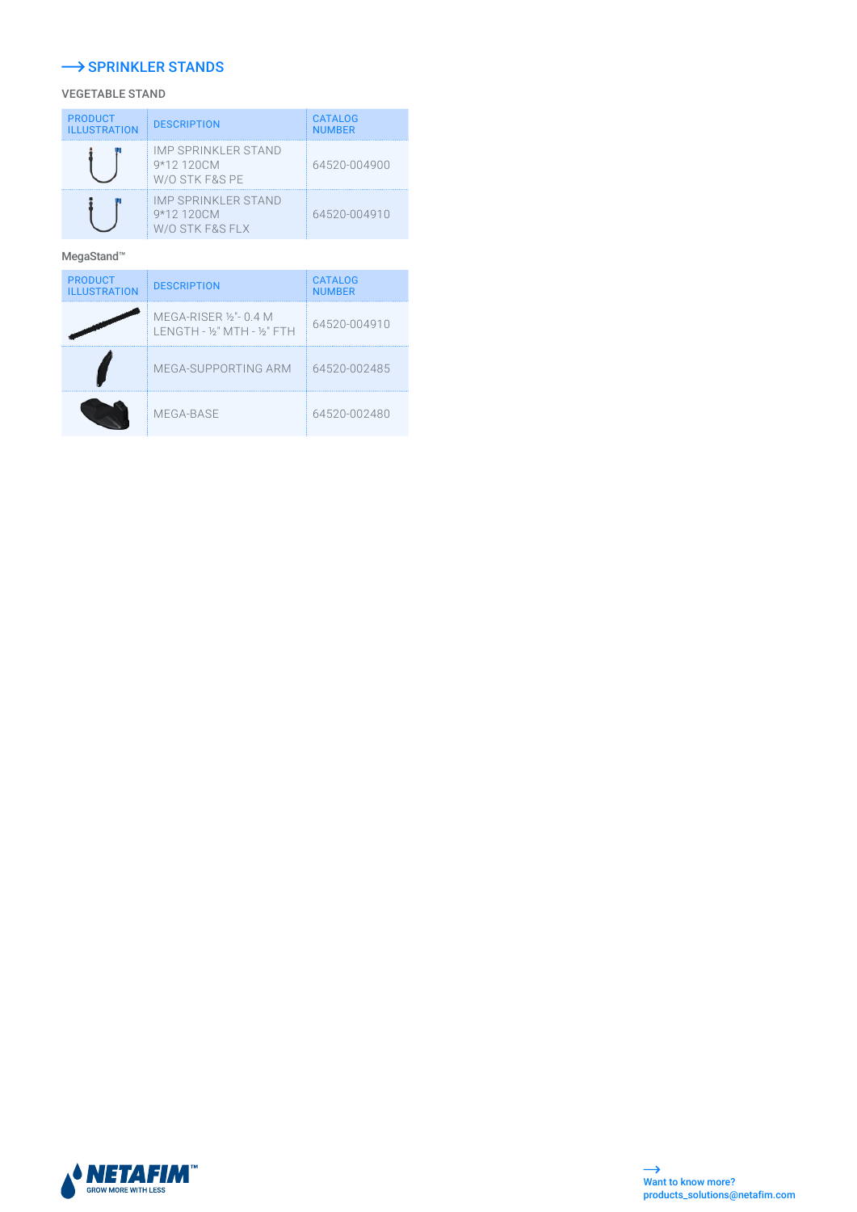## SPRINKLER STANDS

### VEGETABLE STAND

| PRODUCT ILLUSTRATION | DESCRIPTION | CATALOG NUMBER |
|---|---|---|
| | IMP SPRINKLER STAND 9*12 120CM W/O STK F&S PE | 64520-004900 |
| | IMP SPRINKLER STAND 9*12 120CM W/O STK F&S FLX | 64520-004910 |

### MegaStand™

| PRODUCT ILLUSTRATION | DESCRIPTION | CATALOG NUMBER |
|---|---|---|
| | MEGA-RISER ½"- 0.4 M LENGTH - ½" MTH - ½" FTH | 64520-004910 |
| | MEGA-SUPPORTING ARM | 64520-002485 |
| | MEGA-BASE | 64520-002480 |

NETAFIM™ GROW MORE WITH LESS

Want to know more?
products_solutions@netafim.com